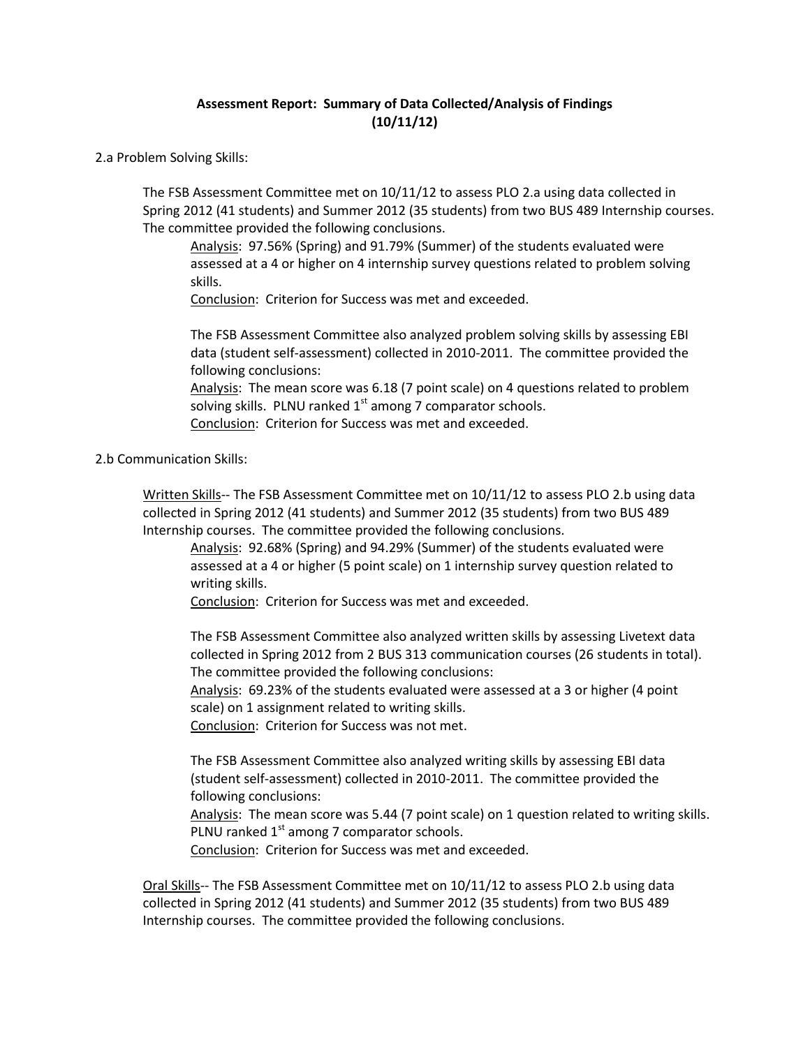**Assessment Report: Summary of Data Collected/Analysis of Findings (10/11/12)**

2.a Problem Solving Skills:

The FSB Assessment Committee met on 10/11/12 to assess PLO 2.a using data collected in Spring 2012 (41 students) and Summer 2012 (35 students) from two BUS 489 Internship courses. The committee provided the following conclusions.

<u>Analysis</u>: 97.56% (Spring) and 91.79% (Summer) of the students evaluated were assessed at a 4 or higher on 4 internship survey questions related to problem solving skills.

<u>Conclusion</u>: Criterion for Success was met and exceeded.

The FSB Assessment Committee also analyzed problem solving skills by assessing EBI data (student self-assessment) collected in 2010-2011. The committee provided the following conclusions:

<u>Analysis</u>: The mean score was 6.18 (7 point scale) on 4 questions related to problem solving skills. PLNU ranked 1st among 7 comparator schools.

<u>Conclusion</u>: Criterion for Success was met and exceeded.

2.b Communication Skills:

<u>Written Skills</u>-- The FSB Assessment Committee met on 10/11/12 to assess PLO 2.b using data collected in Spring 2012 (41 students) and Summer 2012 (35 students) from two BUS 489 Internship courses. The committee provided the following conclusions.

<u>Analysis</u>: 92.68% (Spring) and 94.29% (Summer) of the students evaluated were assessed at a 4 or higher (5 point scale) on 1 internship survey question related to writing skills.

<u>Conclusion</u>: Criterion for Success was met and exceeded.

The FSB Assessment Committee also analyzed written skills by assessing Livetext data collected in Spring 2012 from 2 BUS 313 communication courses (26 students in total). The committee provided the following conclusions:

<u>Analysis</u>: 69.23% of the students evaluated were assessed at a 3 or higher (4 point scale) on 1 assignment related to writing skills.

<u>Conclusion</u>: Criterion for Success was not met.

The FSB Assessment Committee also analyzed writing skills by assessing EBI data (student self-assessment) collected in 2010-2011. The committee provided the following conclusions:

<u>Analysis</u>: The mean score was 5.44 (7 point scale) on 1 question related to writing skills. PLNU ranked 1st among 7 comparator schools.

<u>Conclusion</u>: Criterion for Success was met and exceeded.

<u>Oral Skills</u>-- The FSB Assessment Committee met on 10/11/12 to assess PLO 2.b using data collected in Spring 2012 (41 students) and Summer 2012 (35 students) from two BUS 489 Internship courses. The committee provided the following conclusions.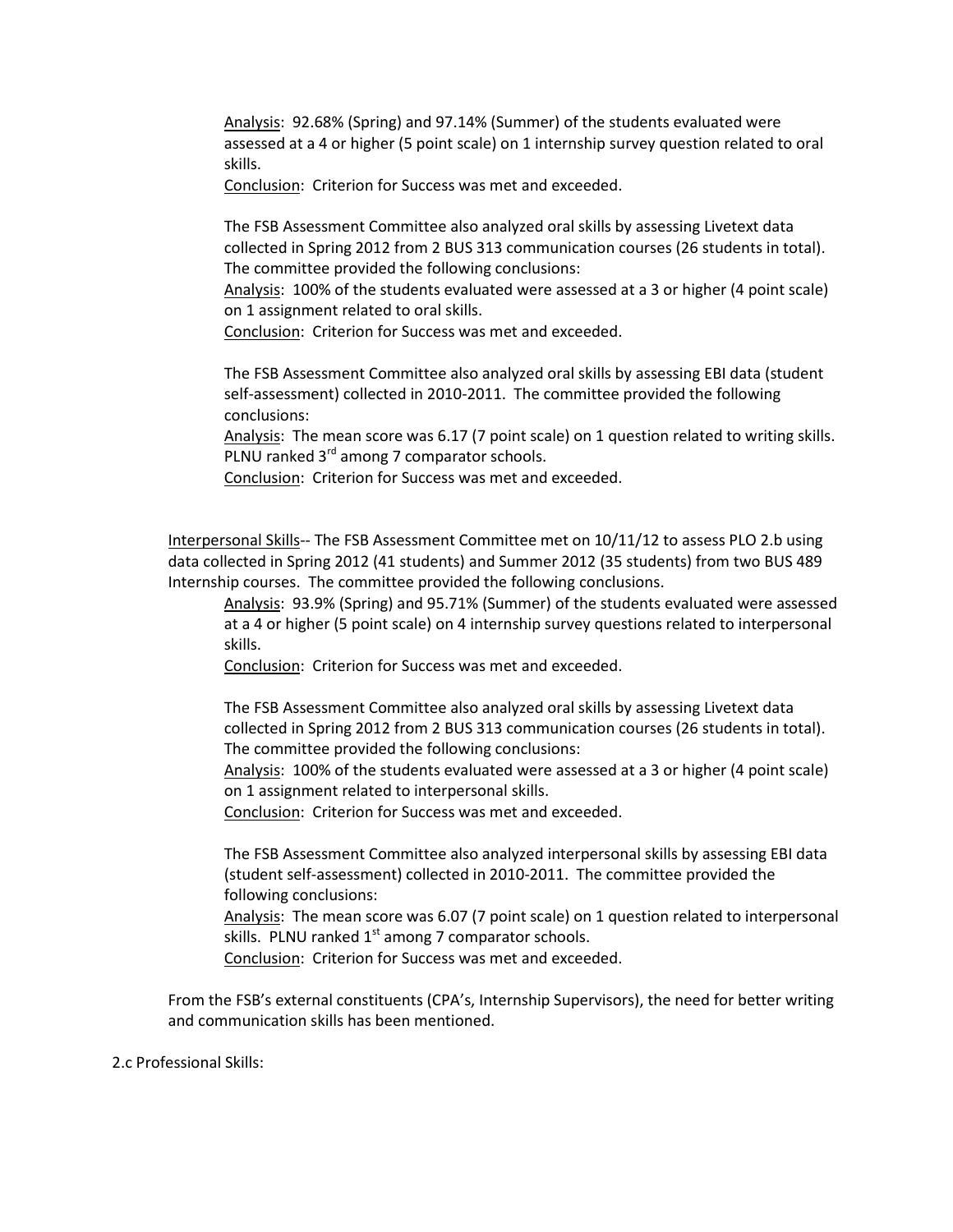Analysis: 92.68% (Spring) and 97.14% (Summer) of the students evaluated were assessed at a 4 or higher (5 point scale) on 1 internship survey question related to oral skills.
Conclusion: Criterion for Success was met and exceeded.

The FSB Assessment Committee also analyzed oral skills by assessing Livetext data collected in Spring 2012 from 2 BUS 313 communication courses (26 students in total). The committee provided the following conclusions:
Analysis: 100% of the students evaluated were assessed at a 3 or higher (4 point scale) on 1 assignment related to oral skills.
Conclusion: Criterion for Success was met and exceeded.

The FSB Assessment Committee also analyzed oral skills by assessing EBI data (student self-assessment) collected in 2010-2011. The committee provided the following conclusions:
Analysis: The mean score was 6.17 (7 point scale) on 1 question related to writing skills. PLNU ranked 3rd among 7 comparator schools.
Conclusion: Criterion for Success was met and exceeded.

Interpersonal Skills-- The FSB Assessment Committee met on 10/11/12 to assess PLO 2.b using data collected in Spring 2012 (41 students) and Summer 2012 (35 students) from two BUS 489 Internship courses. The committee provided the following conclusions.

Analysis: 93.9% (Spring) and 95.71% (Summer) of the students evaluated were assessed at a 4 or higher (5 point scale) on 4 internship survey questions related to interpersonal skills.
Conclusion: Criterion for Success was met and exceeded.

The FSB Assessment Committee also analyzed oral skills by assessing Livetext data collected in Spring 2012 from 2 BUS 313 communication courses (26 students in total). The committee provided the following conclusions:
Analysis: 100% of the students evaluated were assessed at a 3 or higher (4 point scale) on 1 assignment related to interpersonal skills.
Conclusion: Criterion for Success was met and exceeded.

The FSB Assessment Committee also analyzed interpersonal skills by assessing EBI data (student self-assessment) collected in 2010-2011. The committee provided the following conclusions:
Analysis: The mean score was 6.07 (7 point scale) on 1 question related to interpersonal skills. PLNU ranked 1st among 7 comparator schools.
Conclusion: Criterion for Success was met and exceeded.

From the FSB's external constituents (CPA's, Internship Supervisors), the need for better writing and communication skills has been mentioned.

2.c Professional Skills: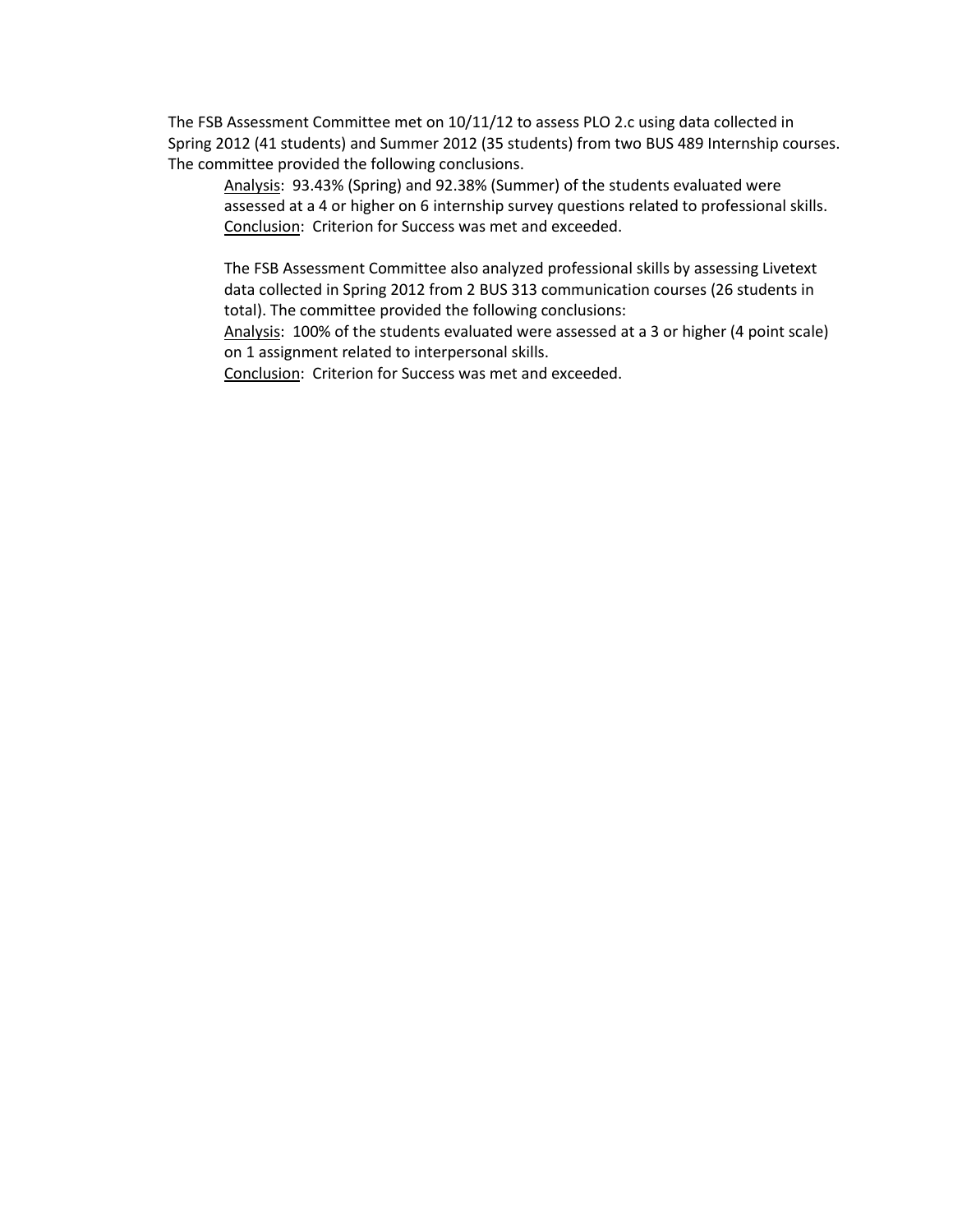The FSB Assessment Committee met on 10/11/12 to assess PLO 2.c using data collected in Spring 2012 (41 students) and Summer 2012 (35 students) from two BUS 489 Internship courses. The committee provided the following conclusions.

> <u>Analysis</u>: 93.43% (Spring) and 92.38% (Summer) of the students evaluated were assessed at a 4 or higher on 6 internship survey questions related to professional skills.
> <u>Conclusion</u>: Criterion for Success was met and exceeded.
>
> The FSB Assessment Committee also analyzed professional skills by assessing Livetext data collected in Spring 2012 from 2 BUS 313 communication courses (26 students in total). The committee provided the following conclusions:
> <u>Analysis</u>: 100% of the students evaluated were assessed at a 3 or higher (4 point scale) on 1 assignment related to interpersonal skills.
> <u>Conclusion</u>: Criterion for Success was met and exceeded.